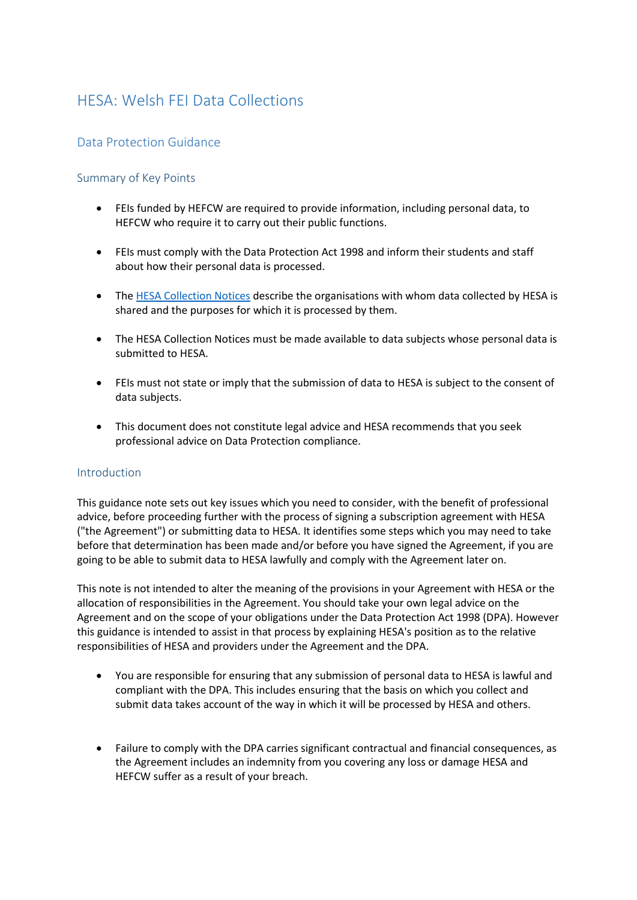# HESA: Welsh FEI Data Collections

## Data Protection Guidance

### Summary of Key Points

- FEIs funded by HEFCW are required to provide information, including personal data, to HEFCW who require it to carry out their public functions.
- FEIs must comply with the Data Protection Act 1998 and inform their students and staff about how their personal data is processed.
- The HESA Collection Notices describe the organisations with whom data collected by HESA is shared and the purposes for which it is processed by them.
- The HESA Collection Notices must be made available to data subjects whose personal data is submitted to HESA.
- FEIs must not state or imply that the submission of data to HESA is subject to the consent of data subjects.
- This document does not constitute legal advice and HESA recommends that you seek professional advice on Data Protection compliance.

### Introduction

This guidance note sets out key issues which you need to consider, with the benefit of professional advice, before proceeding further with the process of signing a subscription agreement with HESA ("the Agreement") or submitting data to HESA. It identifies some steps which you may need to take before that determination has been made and/or before you have signed the Agreement, if you are going to be able to submit data to HESA lawfully and comply with the Agreement later on.

This note is not intended to alter the meaning of the provisions in your Agreement with HESA or the allocation of responsibilities in the Agreement. You should take your own legal advice on the Agreement and on the scope of your obligations under the Data Protection Act 1998 (DPA). However this guidance is intended to assist in that process by explaining HESA's position as to the relative responsibilities of HESA and providers under the Agreement and the DPA.

- You are responsible for ensuring that any submission of personal data to HESA is lawful and compliant with the DPA. This includes ensuring that the basis on which you collect and submit data takes account of the way in which it will be processed by HESA and others.
- Failure to comply with the DPA carries significant contractual and financial consequences, as the Agreement includes an indemnity from you covering any loss or damage HESA and HEFCW suffer as a result of your breach.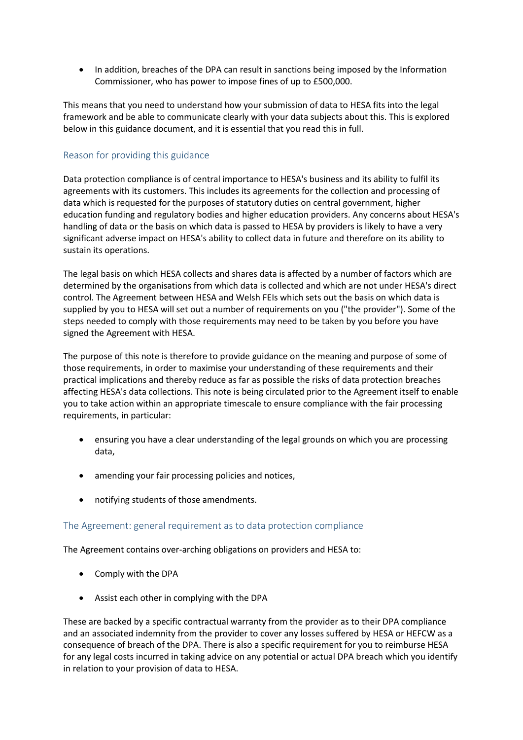- In addition, breaches of the DPA can result in sanctions being imposed by the Information Commissioner, who has power to impose fines of up to £500,000.

This means that you need to understand how your submission of data to HESA fits into the legal framework and be able to communicate clearly with your data subjects about this. This is explored below in this guidance document, and it is essential that you read this in full.

## Reason for providing this guidance

Data protection compliance is of central importance to HESA's business and its ability to fulfil its agreements with its customers. This includes its agreements for the collection and processing of data which is requested for the purposes of statutory duties on central government, higher education funding and regulatory bodies and higher education providers. Any concerns about HESA's handling of data or the basis on which data is passed to HESA by providers is likely to have a very significant adverse impact on HESA's ability to collect data in future and therefore on its ability to sustain its operations.

The legal basis on which HESA collects and shares data is affected by a number of factors which are determined by the organisations from which data is collected and which are not under HESA's direct control. The Agreement between HESA and Welsh FEIs which sets out the basis on which data is supplied by you to HESA will set out a number of requirements on you ("the provider"). Some of the steps needed to comply with those requirements may need to be taken by you before you have signed the Agreement with HESA.

The purpose of this note is therefore to provide guidance on the meaning and purpose of some of those requirements, in order to maximise your understanding of these requirements and their practical implications and thereby reduce as far as possible the risks of data protection breaches affecting HESA's data collections. This note is being circulated prior to the Agreement itself to enable you to take action within an appropriate timescale to ensure compliance with the fair processing requirements, in particular:

- ensuring you have a clear understanding of the legal grounds on which you are processing data,
- amending your fair processing policies and notices,
- notifying students of those amendments.

## The Agreement: general requirement as to data protection compliance

The Agreement contains over-arching obligations on providers and HESA to:

- Comply with the DPA
- Assist each other in complying with the DPA

These are backed by a specific contractual warranty from the provider as to their DPA compliance and an associated indemnity from the provider to cover any losses suffered by HESA or HEFCW as a consequence of breach of the DPA. There is also a specific requirement for you to reimburse HESA for any legal costs incurred in taking advice on any potential or actual DPA breach which you identify in relation to your provision of data to HESA.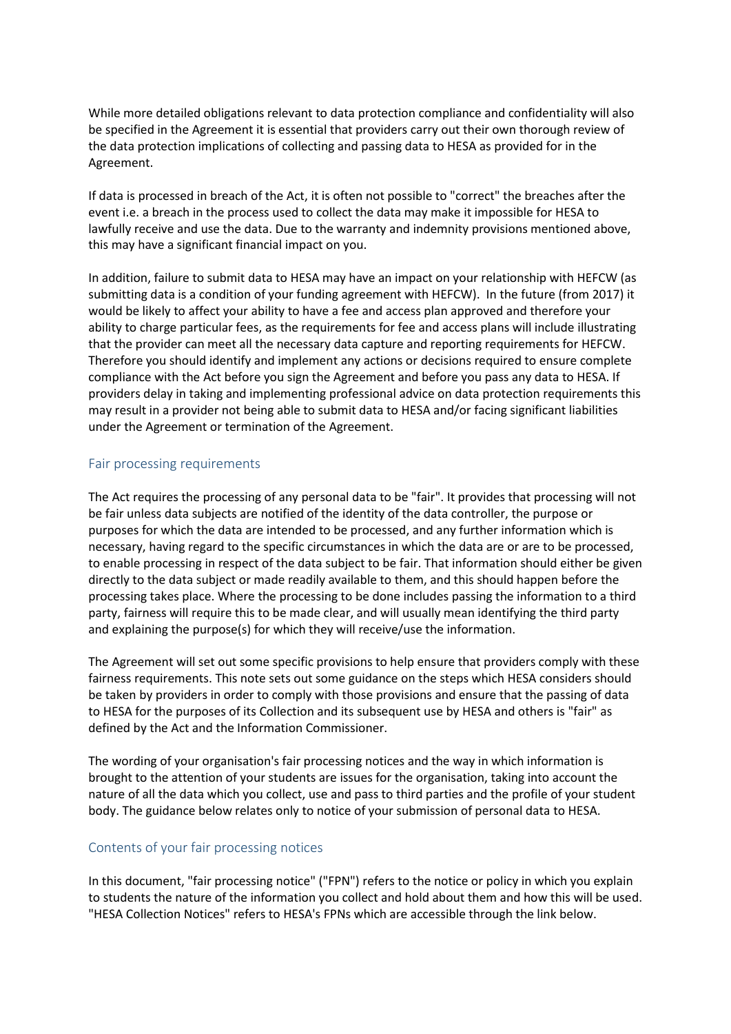While more detailed obligations relevant to data protection compliance and confidentiality will also be specified in the Agreement it is essential that providers carry out their own thorough review of the data protection implications of collecting and passing data to HESA as provided for in the Agreement.

If data is processed in breach of the Act, it is often not possible to "correct" the breaches after the event i.e. a breach in the process used to collect the data may make it impossible for HESA to lawfully receive and use the data. Due to the warranty and indemnity provisions mentioned above, this may have a significant financial impact on you.

In addition, failure to submit data to HESA may have an impact on your relationship with HEFCW (as submitting data is a condition of your funding agreement with HEFCW). In the future (from 2017) it would be likely to affect your ability to have a fee and access plan approved and therefore your ability to charge particular fees, as the requirements for fee and access plans will include illustrating that the provider can meet all the necessary data capture and reporting requirements for HEFCW. Therefore you should identify and implement any actions or decisions required to ensure complete compliance with the Act before you sign the Agreement and before you pass any data to HESA. If providers delay in taking and implementing professional advice on data protection requirements this may result in a provider not being able to submit data to HESA and/or facing significant liabilities under the Agreement or termination of the Agreement.

## Fair processing requirements

The Act requires the processing of any personal data to be "fair". It provides that processing will not be fair unless data subjects are notified of the identity of the data controller, the purpose or purposes for which the data are intended to be processed, and any further information which is necessary, having regard to the specific circumstances in which the data are or are to be processed, to enable processing in respect of the data subject to be fair. That information should either be given directly to the data subject or made readily available to them, and this should happen before the processing takes place. Where the processing to be done includes passing the information to a third party, fairness will require this to be made clear, and will usually mean identifying the third party and explaining the purpose(s) for which they will receive/use the information.

The Agreement will set out some specific provisions to help ensure that providers comply with these fairness requirements. This note sets out some guidance on the steps which HESA considers should be taken by providers in order to comply with those provisions and ensure that the passing of data to HESA for the purposes of its Collection and its subsequent use by HESA and others is "fair" as defined by the Act and the Information Commissioner.

The wording of your organisation's fair processing notices and the way in which information is brought to the attention of your students are issues for the organisation, taking into account the nature of all the data which you collect, use and pass to third parties and the profile of your student body. The guidance below relates only to notice of your submission of personal data to HESA.

## Contents of your fair processing notices

In this document, "fair processing notice" ("FPN") refers to the notice or policy in which you explain to students the nature of the information you collect and hold about them and how this will be used. "HESA Collection Notices" refers to HESA's FPNs which are accessible through the link below.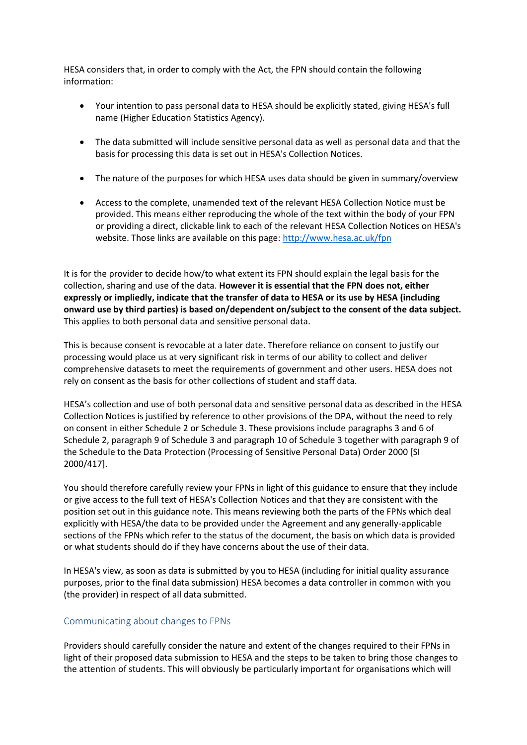HESA considers that, in order to comply with the Act, the FPN should contain the following information:

- Your intention to pass personal data to HESA should be explicitly stated, giving HESA's full name (Higher Education Statistics Agency).
- The data submitted will include sensitive personal data as well as personal data and that the basis for processing this data is set out in HESA's Collection Notices.
- The nature of the purposes for which HESA uses data should be given in summary/overview
- Access to the complete, unamended text of the relevant HESA Collection Notice must be provided. This means either reproducing the whole of the text within the body of your FPN or providing a direct, clickable link to each of the relevant HESA Collection Notices on HESA's website. Those links are available on this page: [http://www.hesa.ac.uk/fpn](http://www.hesa.ac.uk/fpn)

It is for the provider to decide how/to what extent its FPN should explain the legal basis for the collection, sharing and use of the data. **However it is essential that the FPN does not, either expressly or impliedly, indicate that the transfer of data to HESA or its use by HESA (including onward use by third parties) is based on/dependent on/subject to the consent of the data subject.** This applies to both personal data and sensitive personal data.

This is because consent is revocable at a later date. Therefore reliance on consent to justify our processing would place us at very significant risk in terms of our ability to collect and deliver comprehensive datasets to meet the requirements of government and other users. HESA does not rely on consent as the basis for other collections of student and staff data.

HESA's collection and use of both personal data and sensitive personal data as described in the HESA Collection Notices is justified by reference to other provisions of the DPA, without the need to rely on consent in either Schedule 2 or Schedule 3. These provisions include paragraphs 3 and 6 of Schedule 2, paragraph 9 of Schedule 3 and paragraph 10 of Schedule 3 together with paragraph 9 of the Schedule to the Data Protection (Processing of Sensitive Personal Data) Order 2000 [SI 2000/417].

You should therefore carefully review your FPNs in light of this guidance to ensure that they include or give access to the full text of HESA's Collection Notices and that they are consistent with the position set out in this guidance note. This means reviewing both the parts of the FPNs which deal explicitly with HESA/the data to be provided under the Agreement and any generally-applicable sections of the FPNs which refer to the status of the document, the basis on which data is provided or what students should do if they have concerns about the use of their data.

In HESA's view, as soon as data is submitted by you to HESA (including for initial quality assurance purposes, prior to the final data submission) HESA becomes a data controller in common with you (the provider) in respect of all data submitted.

## Communicating about changes to FPNs

Providers should carefully consider the nature and extent of the changes required to their FPNs in light of their proposed data submission to HESA and the steps to be taken to bring those changes to the attention of students. This will obviously be particularly important for organisations which will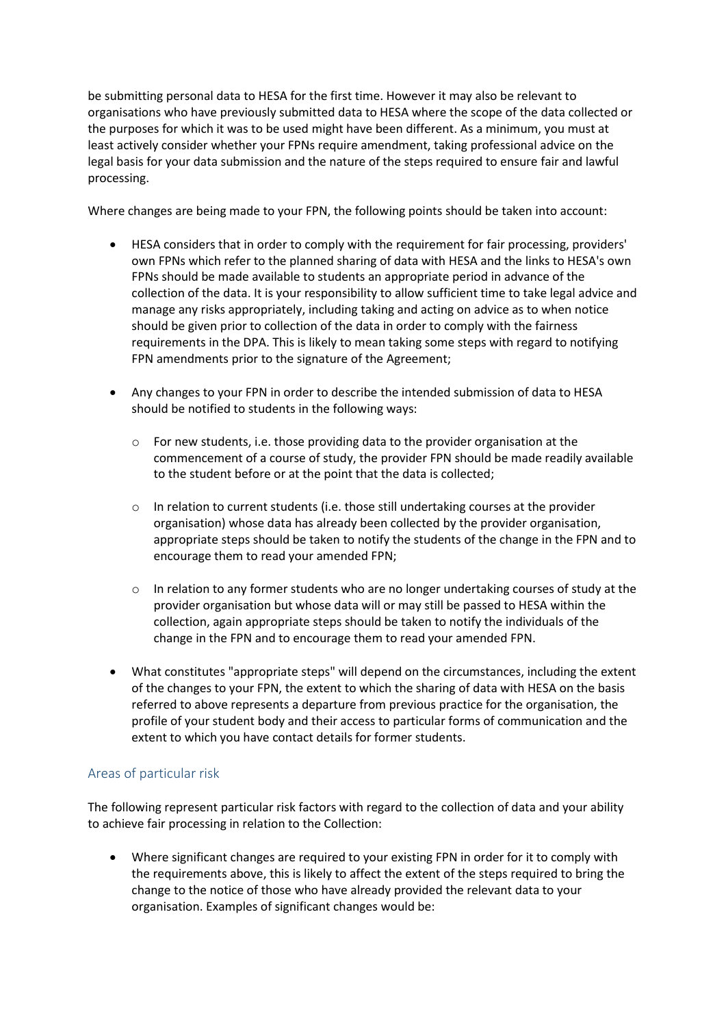be submitting personal data to HESA for the first time. However it may also be relevant to organisations who have previously submitted data to HESA where the scope of the data collected or the purposes for which it was to be used might have been different. As a minimum, you must at least actively consider whether your FPNs require amendment, taking professional advice on the legal basis for your data submission and the nature of the steps required to ensure fair and lawful processing.

Where changes are being made to your FPN, the following points should be taken into account:

- HESA considers that in order to comply with the requirement for fair processing, providers' own FPNs which refer to the planned sharing of data with HESA and the links to HESA's own FPNs should be made available to students an appropriate period in advance of the collection of the data. It is your responsibility to allow sufficient time to take legal advice and manage any risks appropriately, including taking and acting on advice as to when notice should be given prior to collection of the data in order to comply with the fairness requirements in the DPA. This is likely to mean taking some steps with regard to notifying FPN amendments prior to the signature of the Agreement;

- Any changes to your FPN in order to describe the intended submission of data to HESA should be notified to students in the following ways:

    - For new students, i.e. those providing data to the provider organisation at the commencement of a course of study, the provider FPN should be made readily available to the student before or at the point that the data is collected;

    - In relation to current students (i.e. those still undertaking courses at the provider organisation) whose data has already been collected by the provider organisation, appropriate steps should be taken to notify the students of the change in the FPN and to encourage them to read your amended FPN;

    - In relation to any former students who are no longer undertaking courses of study at the provider organisation but whose data will or may still be passed to HESA within the collection, again appropriate steps should be taken to notify the individuals of the change in the FPN and to encourage them to read your amended FPN.

- What constitutes "appropriate steps" will depend on the circumstances, including the extent of the changes to your FPN, the extent to which the sharing of data with HESA on the basis referred to above represents a departure from previous practice for the organisation, the profile of your student body and their access to particular forms of communication and the extent to which you have contact details for former students.

## Areas of particular risk

The following represent particular risk factors with regard to the collection of data and your ability to achieve fair processing in relation to the Collection:

- Where significant changes are required to your existing FPN in order for it to comply with the requirements above, this is likely to affect the extent of the steps required to bring the change to the notice of those who have already provided the relevant data to your organisation. Examples of significant changes would be: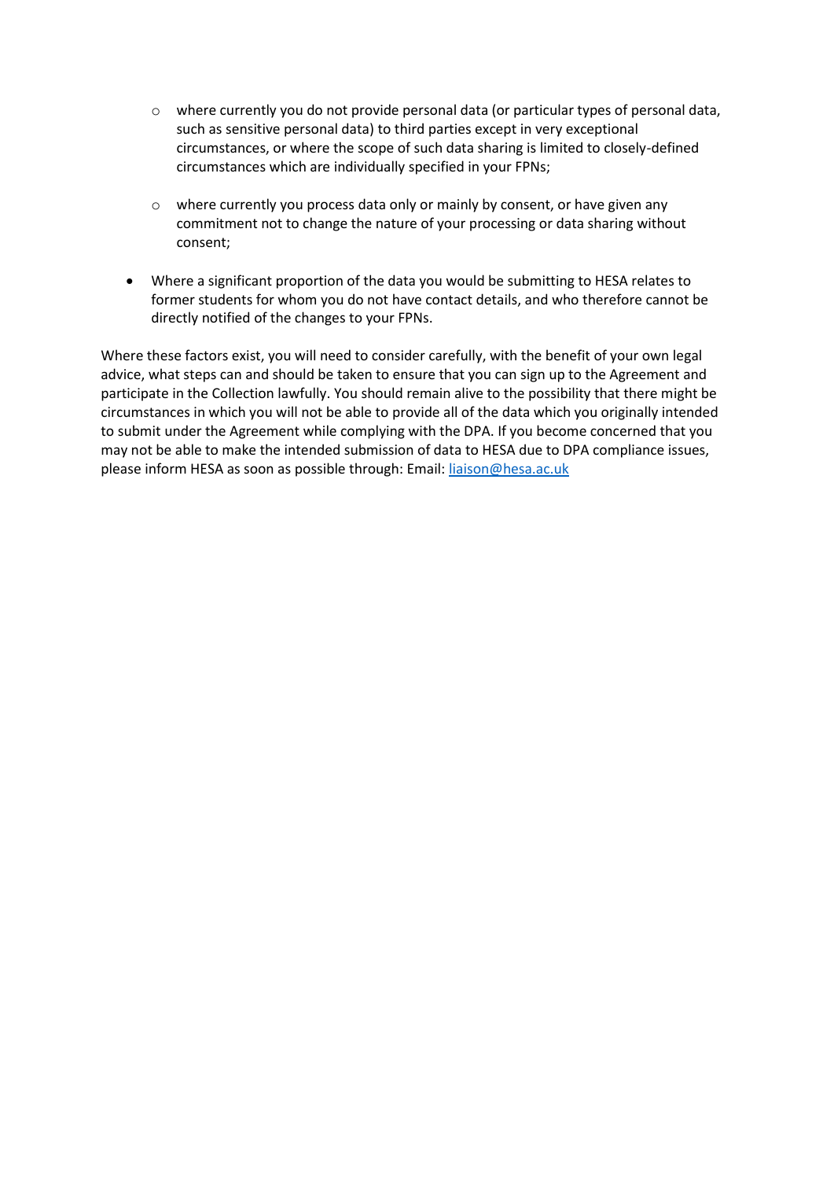- where currently you do not provide personal data (or particular types of personal data, such as sensitive personal data) to third parties except in very exceptional circumstances, or where the scope of such data sharing is limited to closely-defined circumstances which are individually specified in your FPNs;

  - where currently you process data only or mainly by consent, or have given any commitment not to change the nature of your processing or data sharing without consent;

- Where a significant proportion of the data you would be submitting to HESA relates to former students for whom you do not have contact details, and who therefore cannot be directly notified of the changes to your FPNs.

Where these factors exist, you will need to consider carefully, with the benefit of your own legal advice, what steps can and should be taken to ensure that you can sign up to the Agreement and participate in the Collection lawfully. You should remain alive to the possibility that there might be circumstances in which you will not be able to provide all of the data which you originally intended to submit under the Agreement while complying with the DPA. If you become concerned that you may not be able to make the intended submission of data to HESA due to DPA compliance issues, please inform HESA as soon as possible through: Email: liaison@hesa.ac.uk